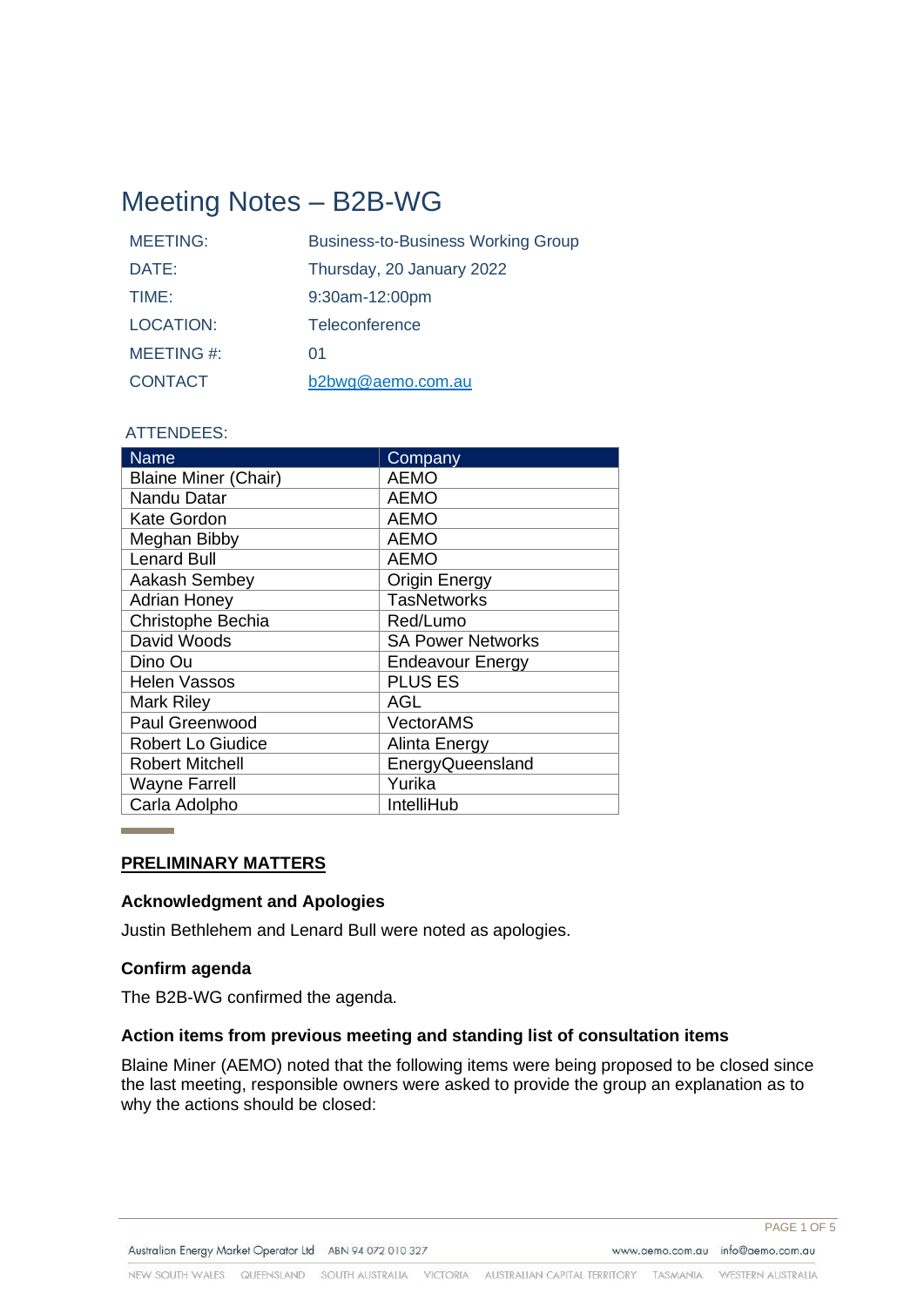# Meeting Notes – B2B-WG

| | |
|---|---|
| MEETING: | Business-to-Business Working Group |
| DATE: | Thursday, 20 January 2022 |
| TIME: | 9:30am-12:00pm |
| LOCATION: | Teleconference |
| MEETING #: | 01 |
| CONTACT | b2bwg@aemo.com.au |

ATTENDEES:

| Name | Company |
|---|---|
| Blaine Miner (Chair) | AEMO |
| Nandu Datar | AEMO |
| Kate Gordon | AEMO |
| Meghan Bibby | AEMO |
| Lenard Bull | AEMO |
| Aakash Sembey | Origin Energy |
| Adrian Honey | TasNetworks |
| Christophe Bechia | Red/Lumo |
| David Woods | SA Power Networks |
| Dino Ou | Endeavour Energy |
| Helen Vassos | PLUS ES |
| Mark Riley | AGL |
| Paul Greenwood | VectorAMS |
| Robert Lo Giudice | Alinta Energy |
| Robert Mitchell | EnergyQueensland |
| Wayne Farrell | Yurika |
| Carla Adolpho | IntelliHub |

## PRELIMINARY MATTERS

### Acknowledgment and Apologies

Justin Bethlehem and Lenard Bull were noted as apologies.

### Confirm agenda

The B2B-WG confirmed the agenda.

### Action items from previous meeting and standing list of consultation items

Blaine Miner (AEMO) noted that the following items were being proposed to be closed since the last meeting, responsible owners were asked to provide the group an explanation as to why the actions should be closed: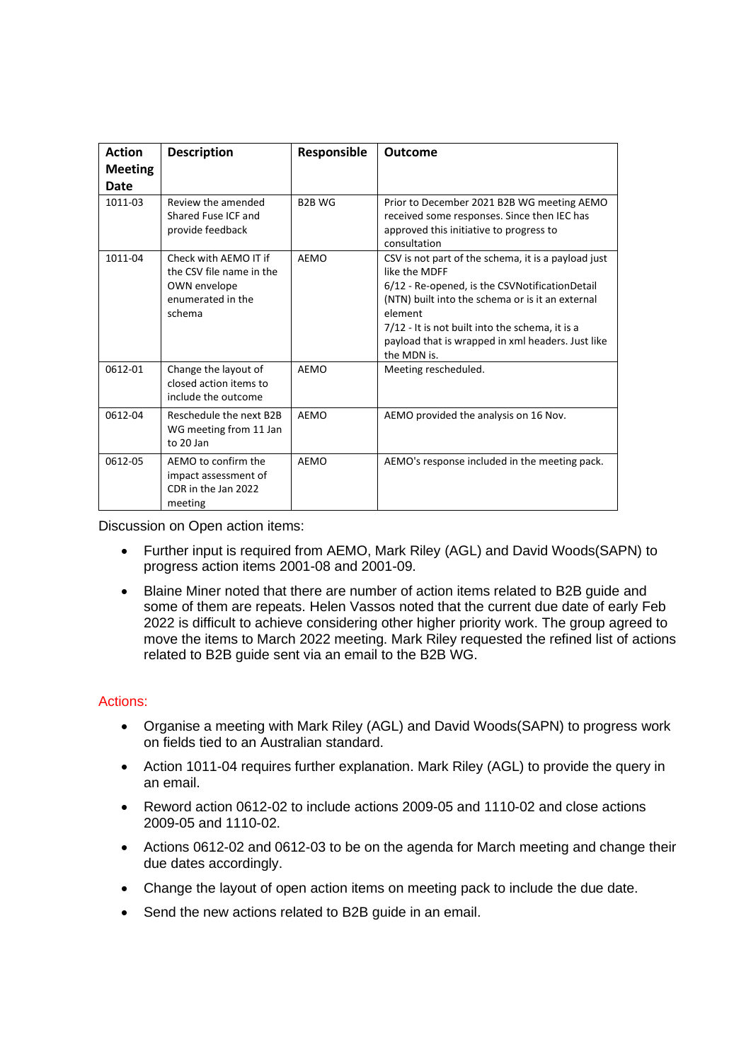| Action Meeting Date | Description | Responsible | Outcome |
|---|---|---|---|
| 1011-03 | Review the amended Shared Fuse ICF and provide feedback | B2B WG | Prior to December 2021 B2B WG meeting AEMO received some responses. Since then IEC has approved this initiative to progress to consultation |
| 1011-04 | Check with AEMO IT if the CSV file name in the OWN envelope enumerated in the schema | AEMO | CSV is not part of the schema, it is a payload just like the MDFF<br>6/12 - Re-opened, is the CSVNotificationDetail (NTN) built into the schema or is it an external element<br>7/12 - It is not built into the schema, it is a payload that is wrapped in xml headers. Just like the MDN is. |
| 0612-01 | Change the layout of closed action items to include the outcome | AEMO | Meeting rescheduled. |
| 0612-04 | Reschedule the next B2B WG meeting from 11 Jan to 20 Jan | AEMO | AEMO provided the analysis on 16 Nov. |
| 0612-05 | AEMO to confirm the impact assessment of CDR in the Jan 2022 meeting | AEMO | AEMO's response included in the meeting pack. |

Discussion on Open action items:

- Further input is required from AEMO, Mark Riley (AGL) and David Woods(SAPN) to progress action items 2001-08 and 2001-09.
- Blaine Miner noted that there are number of action items related to B2B guide and some of them are repeats. Helen Vassos noted that the current due date of early Feb 2022 is difficult to achieve considering other higher priority work. The group agreed to move the items to March 2022 meeting. Mark Riley requested the refined list of actions related to B2B guide sent via an email to the B2B WG.

Actions:

- Organise a meeting with Mark Riley (AGL) and David Woods(SAPN) to progress work on fields tied to an Australian standard.
- Action 1011-04 requires further explanation. Mark Riley (AGL) to provide the query in an email.
- Reword action 0612-02 to include actions 2009-05 and 1110-02 and close actions 2009-05 and 1110-02.
- Actions 0612-02 and 0612-03 to be on the agenda for March meeting and change their due dates accordingly.
- Change the layout of open action items on meeting pack to include the due date.
- Send the new actions related to B2B guide in an email.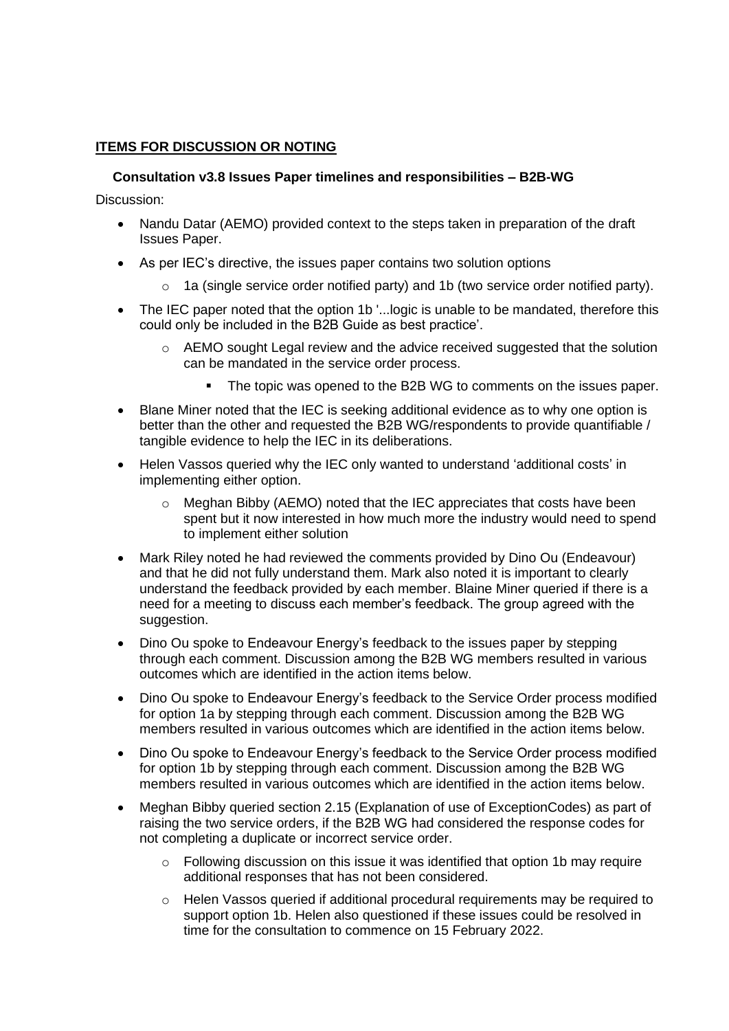## ITEMS FOR DISCUSSION OR NOTING

### Consultation v3.8 Issues Paper timelines and responsibilities – B2B-WG

Discussion:

- Nandu Datar (AEMO) provided context to the steps taken in preparation of the draft Issues Paper.
- As per IEC's directive, the issues paper contains two solution options
  - 1a (single service order notified party) and 1b (two service order notified party).
- The IEC paper noted that the option 1b '...logic is unable to be mandated, therefore this could only be included in the B2B Guide as best practice'.
  - AEMO sought Legal review and the advice received suggested that the solution can be mandated in the service order process.
    - The topic was opened to the B2B WG to comments on the issues paper.
- Blane Miner noted that the IEC is seeking additional evidence as to why one option is better than the other and requested the B2B WG/respondents to provide quantifiable / tangible evidence to help the IEC in its deliberations.
- Helen Vassos queried why the IEC only wanted to understand 'additional costs' in implementing either option.
  - Meghan Bibby (AEMO) noted that the IEC appreciates that costs have been spent but it now interested in how much more the industry would need to spend to implement either solution
- Mark Riley noted he had reviewed the comments provided by Dino Ou (Endeavour) and that he did not fully understand them. Mark also noted it is important to clearly understand the feedback provided by each member. Blaine Miner queried if there is a need for a meeting to discuss each member's feedback. The group agreed with the suggestion.
- Dino Ou spoke to Endeavour Energy's feedback to the issues paper by stepping through each comment. Discussion among the B2B WG members resulted in various outcomes which are identified in the action items below.
- Dino Ou spoke to Endeavour Energy's feedback to the Service Order process modified for option 1a by stepping through each comment. Discussion among the B2B WG members resulted in various outcomes which are identified in the action items below.
- Dino Ou spoke to Endeavour Energy's feedback to the Service Order process modified for option 1b by stepping through each comment. Discussion among the B2B WG members resulted in various outcomes which are identified in the action items below.
- Meghan Bibby queried section 2.15 (Explanation of use of ExceptionCodes) as part of raising the two service orders, if the B2B WG had considered the response codes for not completing a duplicate or incorrect service order.
  - Following discussion on this issue it was identified that option 1b may require additional responses that has not been considered.
  - Helen Vassos queried if additional procedural requirements may be required to support option 1b. Helen also questioned if these issues could be resolved in time for the consultation to commence on 15 February 2022.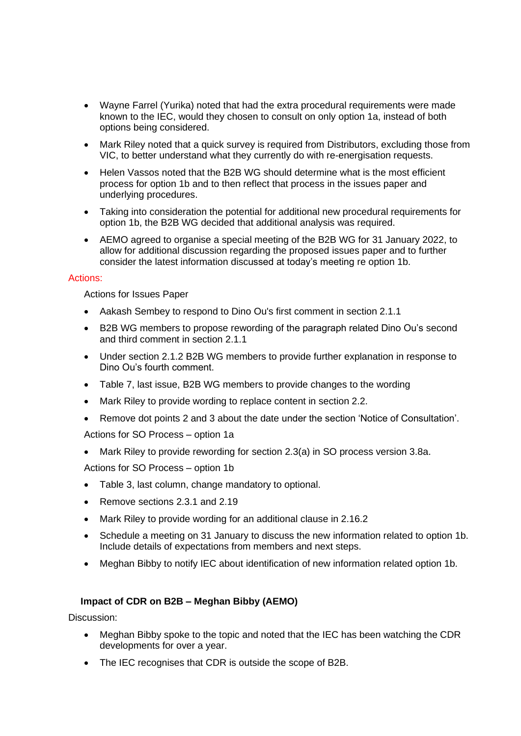- Wayne Farrel (Yurika) noted that had the extra procedural requirements were made known to the IEC, would they chosen to consult on only option 1a, instead of both options being considered.
- Mark Riley noted that a quick survey is required from Distributors, excluding those from VIC, to better understand what they currently do with re-energisation requests.
- Helen Vassos noted that the B2B WG should determine what is the most efficient process for option 1b and to then reflect that process in the issues paper and underlying procedures.
- Taking into consideration the potential for additional new procedural requirements for option 1b, the B2B WG decided that additional analysis was required.
- AEMO agreed to organise a special meeting of the B2B WG for 31 January 2022, to allow for additional discussion regarding the proposed issues paper and to further consider the latest information discussed at today's meeting re option 1b.

Actions:

Actions for Issues Paper

- Aakash Sembey to respond to Dino Ou's first comment in section 2.1.1
- B2B WG members to propose rewording of the paragraph related Dino Ou's second and third comment in section 2.1.1
- Under section 2.1.2 B2B WG members to provide further explanation in response to Dino Ou's fourth comment.
- Table 7, last issue, B2B WG members to provide changes to the wording
- Mark Riley to provide wording to replace content in section 2.2.
- Remove dot points 2 and 3 about the date under the section 'Notice of Consultation'.

Actions for SO Process – option 1a

- Mark Riley to provide rewording for section 2.3(a) in SO process version 3.8a.

Actions for SO Process – option 1b

- Table 3, last column, change mandatory to optional.
- Remove sections 2.3.1 and 2.19
- Mark Riley to provide wording for an additional clause in 2.16.2
- Schedule a meeting on 31 January to discuss the new information related to option 1b. Include details of expectations from members and next steps.
- Meghan Bibby to notify IEC about identification of new information related option 1b.

**Impact of CDR on B2B – Meghan Bibby (AEMO)**

Discussion:

- Meghan Bibby spoke to the topic and noted that the IEC has been watching the CDR developments for over a year.
- The IEC recognises that CDR is outside the scope of B2B.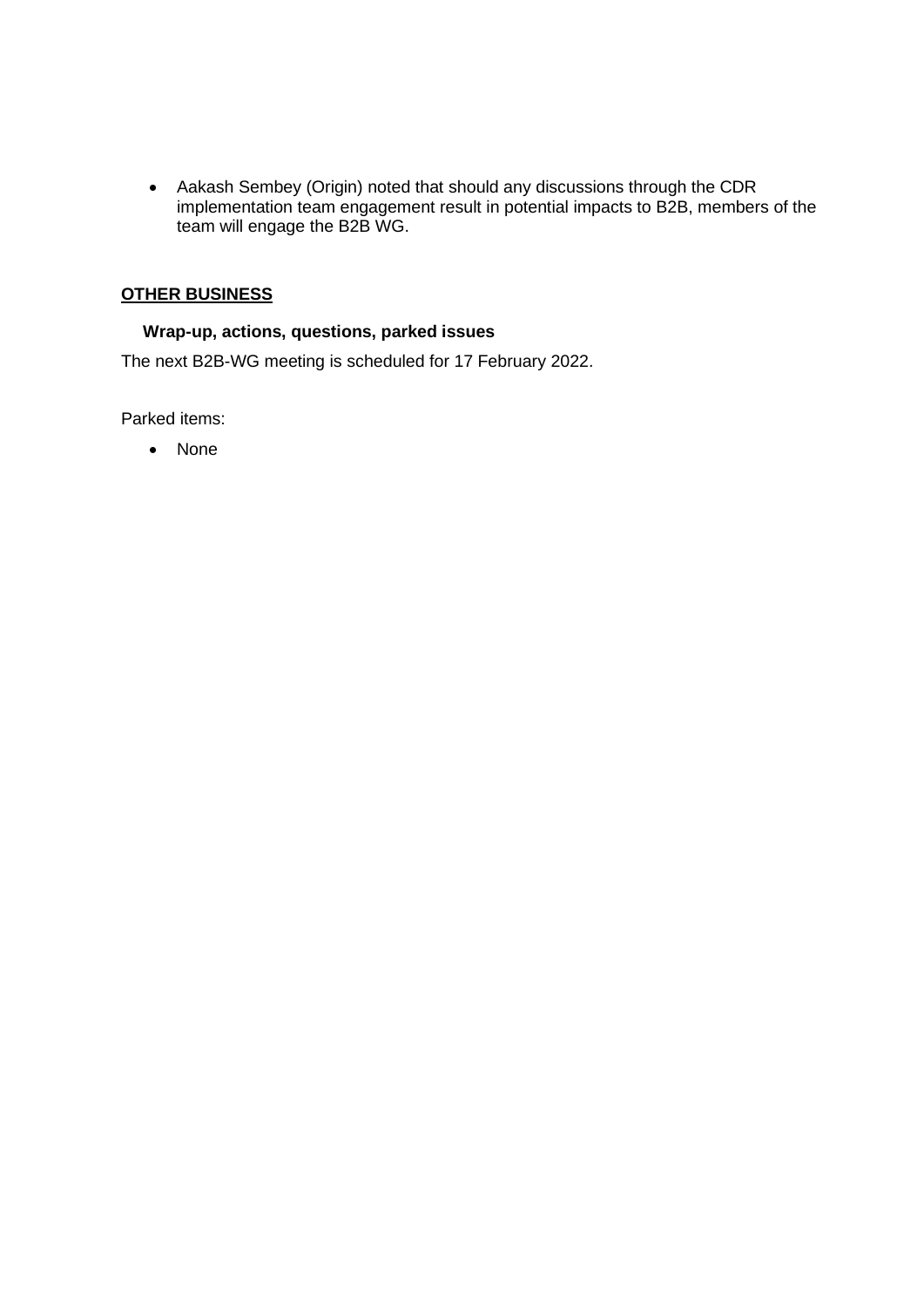- Aakash Sembey (Origin) noted that should any discussions through the CDR implementation team engagement result in potential impacts to B2B, members of the team will engage the B2B WG.

## OTHER BUSINESS

### Wrap-up, actions, questions, parked issues

The next B2B-WG meeting is scheduled for 17 February 2022.

Parked items:

- None